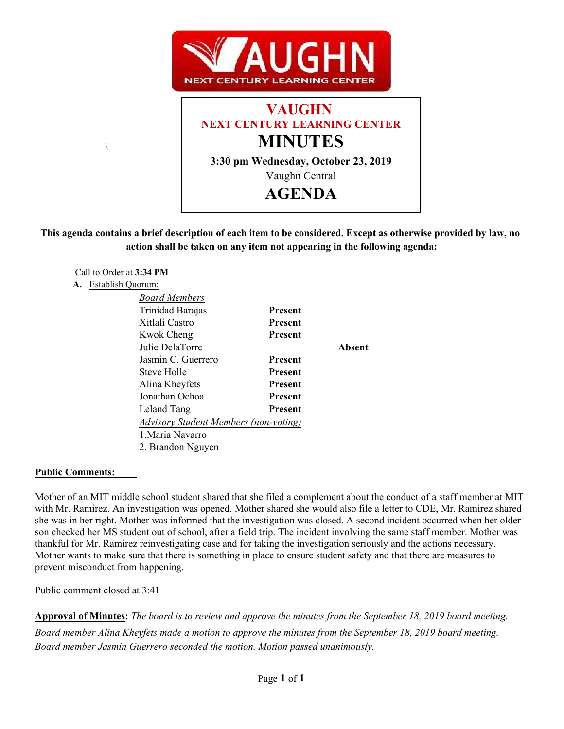VAUGHN NEXT CENTURY LEARNING CENTER

# VAUGHN
## NEXT CENTURY LEARNING CENTER
# MINUTES

**3:30 pm Wednesday, October 23, 2019**

Vaughn Central

# AGENDA

**This agenda contains a brief description of each item to be considered. Except as otherwise provided by law, no action shall be taken on any item not appearing in the following agenda:**

Call to Order at **3:34 PM**

**A.** Establish Quorum:

| *Board Members* | | |
|---|---|---|
| Trinidad Barajas | **Present** | |
| Xitlali Castro | **Present** | |
| Kwok Cheng | **Present** | |
| Julie DelaTorre | | **Absent** |
| Jasmin C. Guerrero | **Present** | |
| Steve Holle | **Present** | |
| Alina Kheyfets | **Present** | |
| Jonathan Ochoa | **Present** | |
| Leland Tang | **Present** | |

*Advisory Student Members (non-voting)*

1. Maria Navarro
2. Brandon Nguyen

**Public Comments:**

Mother of an MIT middle school student shared that she filed a complement about the conduct of a staff member at MIT with Mr. Ramirez. An investigation was opened. Mother shared she would also file a letter to CDE, Mr. Ramirez shared she was in her right. Mother was informed that the investigation was closed. A second incident occurred when her older son checked her MS student out of school, after a field trip. The incident involving the same staff member. Mother was thankful for Mr. Ramirez reinvestigating case and for taking the investigation seriously and the actions necessary. Mother wants to make sure that there is something in place to ensure student safety and that there are measures to prevent misconduct from happening.

Public comment closed at 3:41

**Approval of Minutes:** *The board is to review and approve the minutes from the September 18, 2019 board meeting. Board member Alina Kheyfets made a motion to approve the minutes from the September 18, 2019 board meeting. Board member Jasmin Guerrero seconded the motion. Motion passed unanimously.*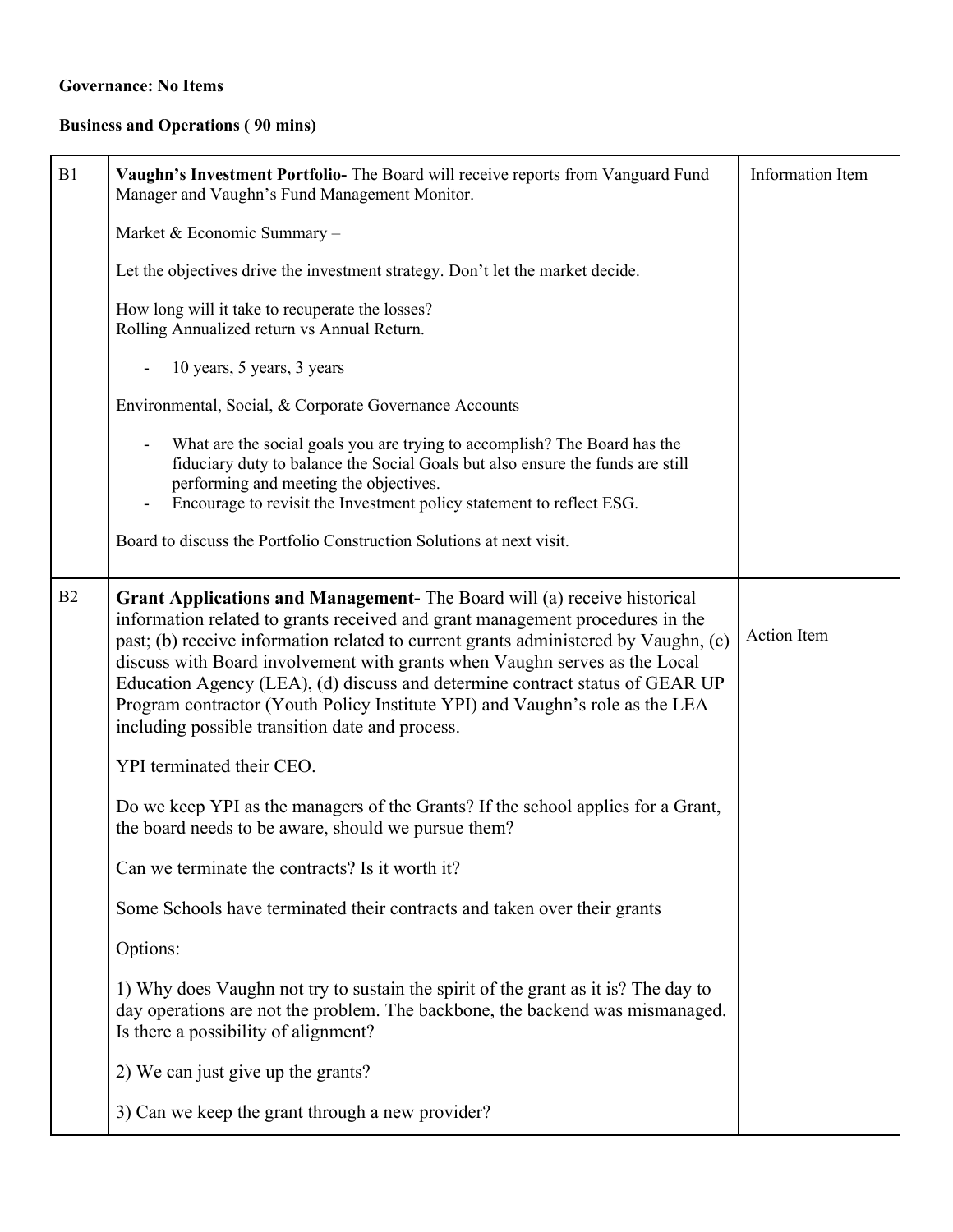**Governance: No Items**

**Business and Operations ( 90 mins)**

| | | |
|---|---|---|
| B1 | **Vaughn's Investment Portfolio-** The Board will receive reports from Vanguard Fund Manager and Vaughn's Fund Management Monitor.<br><br>Market & Economic Summary –<br><br>Let the objectives drive the investment strategy. Don't let the market decide.<br><br>How long will it take to recuperate the losses?<br>Rolling Annualized return vs Annual Return.<br><br>- 10 years, 5 years, 3 years<br><br>Environmental, Social, & Corporate Governance Accounts<br><br>- What are the social goals you are trying to accomplish? The Board has the fiduciary duty to balance the Social Goals but also ensure the funds are still performing and meeting the objectives.<br>- Encourage to revisit the Investment policy statement to reflect ESG.<br><br>Board to discuss the Portfolio Construction Solutions at next visit. | Information Item |
| B2 | **Grant Applications and Management-** The Board will (a) receive historical information related to grants received and grant management procedures in the past; (b) receive information related to current grants administered by Vaughn, (c) discuss with Board involvement with grants when Vaughn serves as the Local Education Agency (LEA), (d) discuss and determine contract status of GEAR UP Program contractor (Youth Policy Institute YPI) and Vaughn's role as the LEA including possible transition date and process.<br><br>YPI terminated their CEO.<br><br>Do we keep YPI as the managers of the Grants? If the school applies for a Grant, the board needs to be aware, should we pursue them?<br><br>Can we terminate the contracts? Is it worth it?<br><br>Some Schools have terminated their contracts and taken over their grants<br><br>Options:<br><br>1) Why does Vaughn not try to sustain the spirit of the grant as it is? The day to day operations are not the problem. The backbone, the backend was mismanaged. Is there a possibility of alignment?<br><br>2) We can just give up the grants?<br><br>3) Can we keep the grant through a new provider? | Action Item |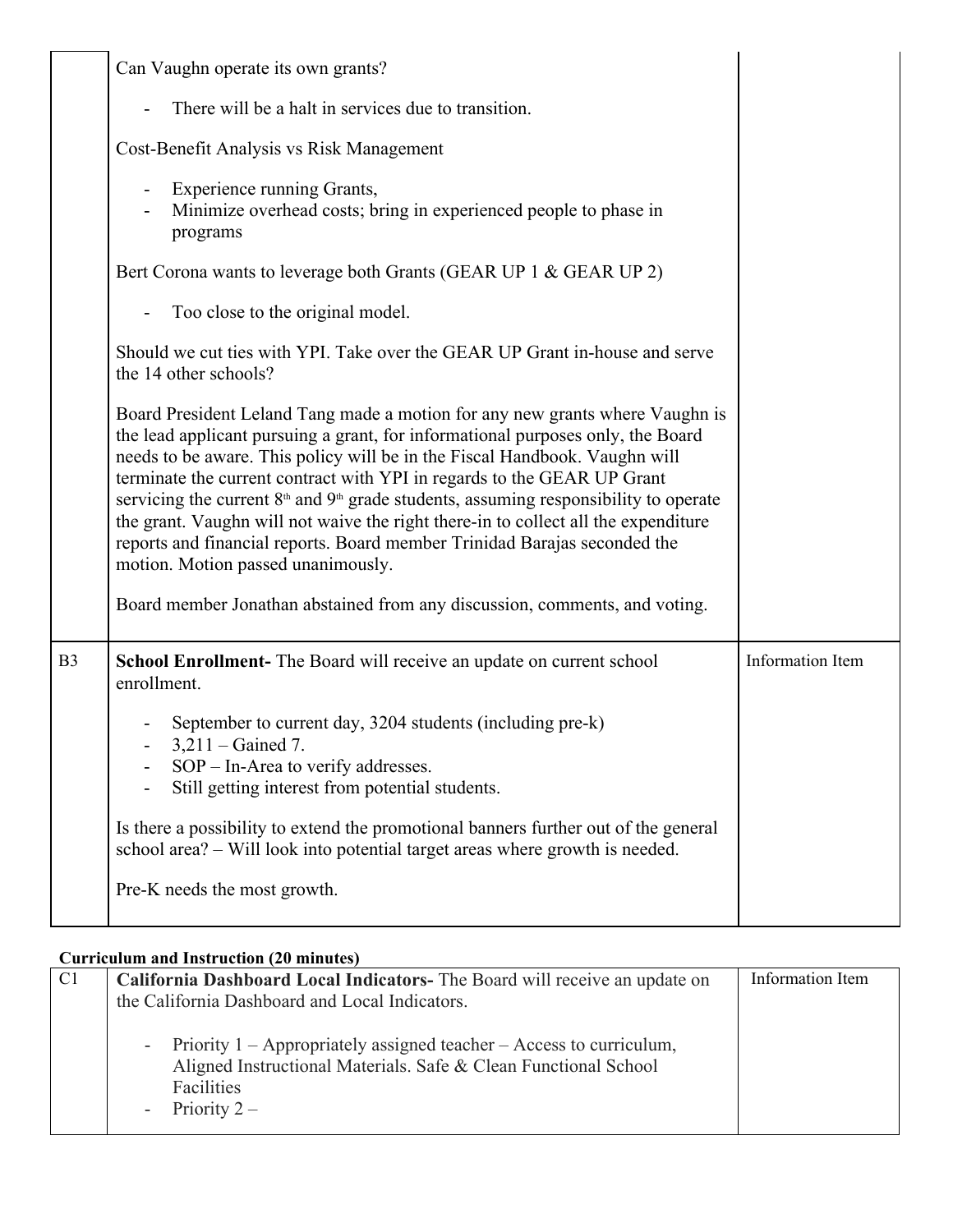| | | |
|---|---|---|
| | Can Vaughn operate its own grants?<br><br>- There will be a halt in services due to transition.<br><br>Cost-Benefit Analysis vs Risk Management<br><br>- Experience running Grants,<br>- Minimize overhead costs; bring in experienced people to phase in programs<br><br>Bert Corona wants to leverage both Grants (GEAR UP 1 & GEAR UP 2)<br><br>- Too close to the original model.<br><br>Should we cut ties with YPI. Take over the GEAR UP Grant in-house and serve the 14 other schools?<br><br>Board President Leland Tang made a motion for any new grants where Vaughn is the lead applicant pursuing a grant, for informational purposes only, the Board needs to be aware. This policy will be in the Fiscal Handbook. Vaughn will terminate the current contract with YPI in regards to the GEAR UP Grant servicing the current 8th and 9th grade students, assuming responsibility to operate the grant. Vaughn will not waive the right there-in to collect all the expenditure reports and financial reports. Board member Trinidad Barajas seconded the motion. Motion passed unanimously.<br><br>Board member Jonathan abstained from any discussion, comments, and voting. | |
| B3 | **School Enrollment-** The Board will receive an update on current school enrollment.<br><br>- September to current day, 3204 students (including pre-k)<br>- 3,211 – Gained 7.<br>- SOP – In-Area to verify addresses.<br>- Still getting interest from potential students.<br><br>Is there a possibility to extend the promotional banners further out of the general school area? – Will look into potential target areas where growth is needed.<br><br>Pre-K needs the most growth. | Information Item |

**Curriculum and Instruction (20 minutes)**

| | | |
|---|---|---|
| C1 | **California Dashboard Local Indicators-** The Board will receive an update on the California Dashboard and Local Indicators.<br><br>- Priority 1 – Appropriately assigned teacher – Access to curriculum, Aligned Instructional Materials. Safe & Clean Functional School Facilities<br>- Priority 2 – | Information Item |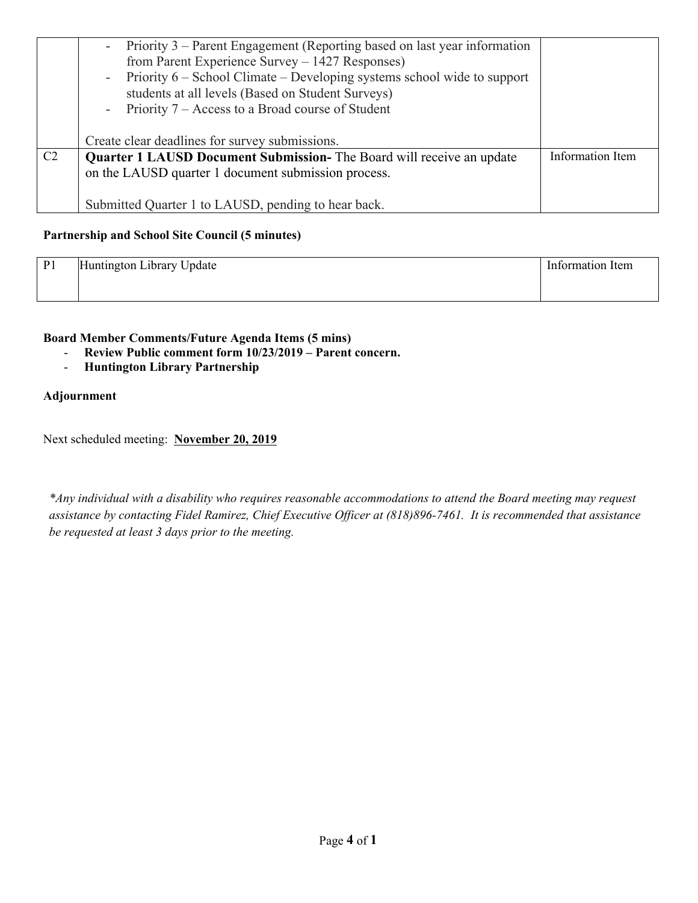| | | |
|---|---|---|
| | - Priority 3 – Parent Engagement (Reporting based on last year information from Parent Experience Survey – 1427 Responses)<br>- Priority 6 – School Climate – Developing systems school wide to support students at all levels (Based on Student Surveys)<br>- Priority 7 – Access to a Broad course of Student<br><br>Create clear deadlines for survey submissions. | |
| C2 | **Quarter 1 LAUSD Document Submission-** The Board will receive an update on the LAUSD quarter 1 document submission process.<br><br>Submitted Quarter 1 to LAUSD, pending to hear back. | Information Item |

**Partnership and School Site Council (5 minutes)**

| | | |
|---|---|---|
| P1 | Huntington Library Update | Information Item |

**Board Member Comments/Future Agenda Items (5 mins)**

- **Review Public comment form 10/23/2019 – Parent concern.**
- **Huntington Library Partnership**

**Adjournment**

Next scheduled meeting: **November 20, 2019**

*\*Any individual with a disability who requires reasonable accommodations to attend the Board meeting may request assistance by contacting Fidel Ramirez, Chief Executive Officer at (818)896-7461. It is recommended that assistance be requested at least 3 days prior to the meeting.*